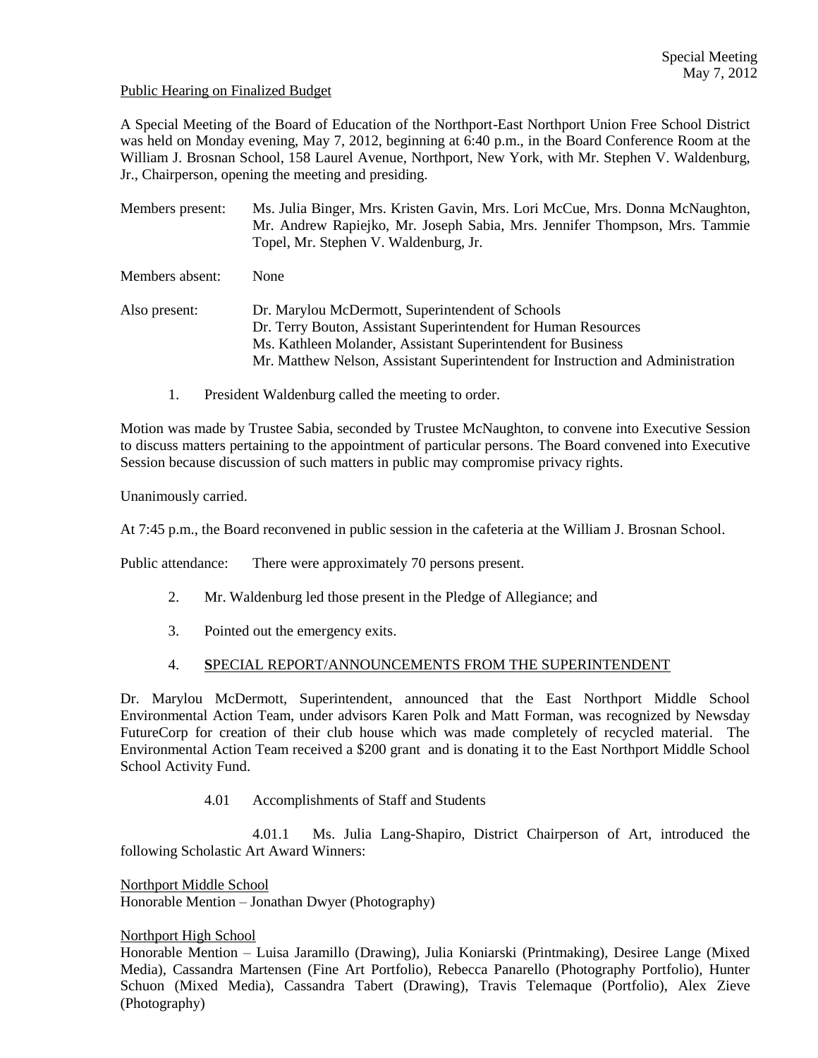Special Meeting
May 7, 2012

Public Hearing on Finalized Budget

A Special Meeting of the Board of Education of the Northport-East Northport Union Free School District was held on Monday evening, May 7, 2012, beginning at 6:40 p.m., in the Board Conference Room at the William J. Brosnan School, 158 Laurel Avenue, Northport, New York, with Mr. Stephen V. Waldenburg, Jr., Chairperson, opening the meeting and presiding.

Members present: Ms. Julia Binger, Mrs. Kristen Gavin, Mrs. Lori McCue, Mrs. Donna McNaughton, Mr. Andrew Rapiejko, Mr. Joseph Sabia, Mrs. Jennifer Thompson, Mrs. Tammie Topel, Mr. Stephen V. Waldenburg, Jr.

Members absent: None

Also present: Dr. Marylou McDermott, Superintendent of Schools
Dr. Terry Bouton, Assistant Superintendent for Human Resources
Ms. Kathleen Molander, Assistant Superintendent for Business
Mr. Matthew Nelson, Assistant Superintendent for Instruction and Administration

1. President Waldenburg called the meeting to order.

Motion was made by Trustee Sabia, seconded by Trustee McNaughton, to convene into Executive Session to discuss matters pertaining to the appointment of particular persons. The Board convened into Executive Session because discussion of such matters in public may compromise privacy rights.

Unanimously carried.

At 7:45 p.m., the Board reconvened in public session in the cafeteria at the William J. Brosnan School.

Public attendance: There were approximately 70 persons present.

2. Mr. Waldenburg led those present in the Pledge of Allegiance; and

3. Pointed out the emergency exits.

4. **S**PECIAL REPORT/ANNOUNCEMENTS FROM THE SUPERINTENDENT

Dr. Marylou McDermott, Superintendent, announced that the East Northport Middle School Environmental Action Team, under advisors Karen Polk and Matt Forman, was recognized by Newsday FutureCorp for creation of their club house which was made completely of recycled material. The Environmental Action Team received a $200 grant and is donating it to the East Northport Middle School School Activity Fund.

4.01 Accomplishments of Staff and Students

4.01.1 Ms. Julia Lang-Shapiro, District Chairperson of Art, introduced the following Scholastic Art Award Winners:

Northport Middle School
Honorable Mention – Jonathan Dwyer (Photography)

Northport High School
Honorable Mention – Luisa Jaramillo (Drawing), Julia Koniarski (Printmaking), Desiree Lange (Mixed Media), Cassandra Martensen (Fine Art Portfolio), Rebecca Panarello (Photography Portfolio), Hunter Schuon (Mixed Media), Cassandra Tabert (Drawing), Travis Telemaque (Portfolio), Alex Zieve (Photography)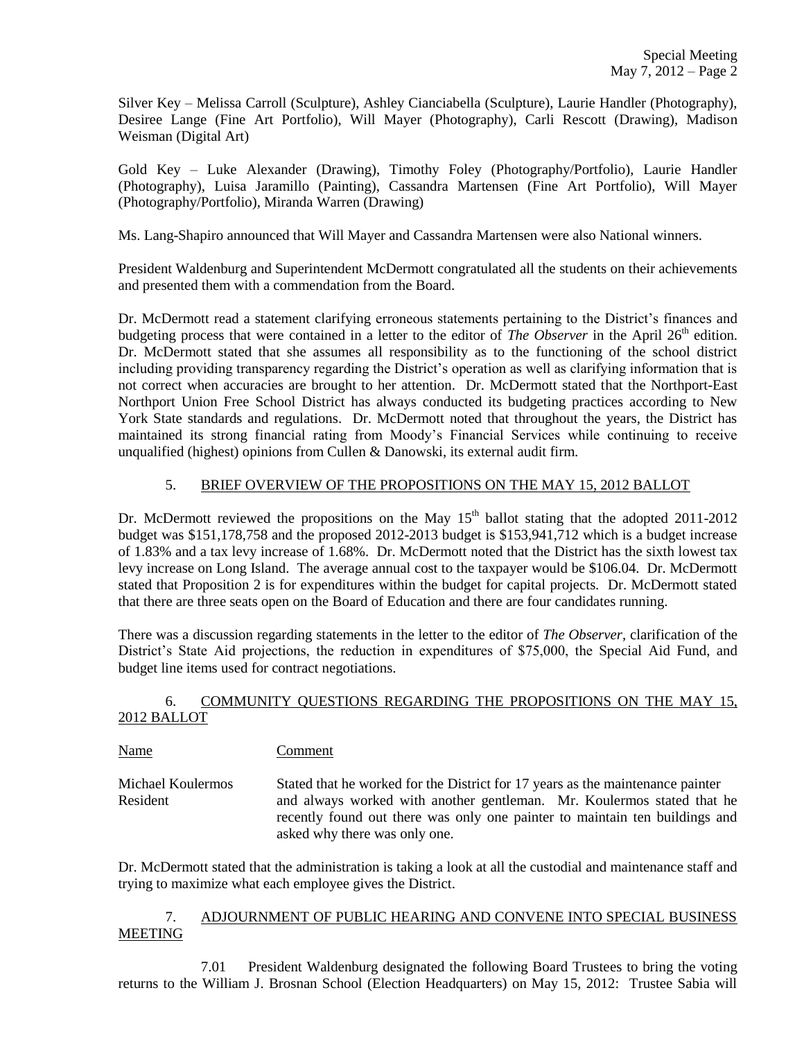Silver Key – Melissa Carroll (Sculpture), Ashley Cianciabella (Sculpture), Laurie Handler (Photography), Desiree Lange (Fine Art Portfolio), Will Mayer (Photography), Carli Rescott (Drawing), Madison Weisman (Digital Art)

Gold Key – Luke Alexander (Drawing), Timothy Foley (Photography/Portfolio), Laurie Handler (Photography), Luisa Jaramillo (Painting), Cassandra Martensen (Fine Art Portfolio), Will Mayer (Photography/Portfolio), Miranda Warren (Drawing)

Ms. Lang-Shapiro announced that Will Mayer and Cassandra Martensen were also National winners.

President Waldenburg and Superintendent McDermott congratulated all the students on their achievements and presented them with a commendation from the Board.

Dr. McDermott read a statement clarifying erroneous statements pertaining to the District's finances and budgeting process that were contained in a letter to the editor of *The Observer* in the April 26th edition. Dr. McDermott stated that she assumes all responsibility as to the functioning of the school district including providing transparency regarding the District's operation as well as clarifying information that is not correct when accuracies are brought to her attention. Dr. McDermott stated that the Northport-East Northport Union Free School District has always conducted its budgeting practices according to New York State standards and regulations. Dr. McDermott noted that throughout the years, the District has maintained its strong financial rating from Moody's Financial Services while continuing to receive unqualified (highest) opinions from Cullen & Danowski, its external audit firm.

5. BRIEF OVERVIEW OF THE PROPOSITIONS ON THE MAY 15, 2012 BALLOT

Dr. McDermott reviewed the propositions on the May 15th ballot stating that the adopted 2011-2012 budget was $151,178,758 and the proposed 2012-2013 budget is $153,941,712 which is a budget increase of 1.83% and a tax levy increase of 1.68%. Dr. McDermott noted that the District has the sixth lowest tax levy increase on Long Island. The average annual cost to the taxpayer would be $106.04. Dr. McDermott stated that Proposition 2 is for expenditures within the budget for capital projects. Dr. McDermott stated that there are three seats open on the Board of Education and there are four candidates running.

There was a discussion regarding statements in the letter to the editor of *The Observer*, clarification of the District's State Aid projections, the reduction in expenditures of $75,000, the Special Aid Fund, and budget line items used for contract negotiations.

6. COMMUNITY QUESTIONS REGARDING THE PROPOSITIONS ON THE MAY 15, 2012 BALLOT

| Name | Comment |
|---|---|
| Michael Koulermos<br>Resident | Stated that he worked for the District for 17 years as the maintenance painter and always worked with another gentleman. Mr. Koulermos stated that he recently found out there was only one painter to maintain ten buildings and asked why there was only one. |

Dr. McDermott stated that the administration is taking a look at all the custodial and maintenance staff and trying to maximize what each employee gives the District.

7. ADJOURNMENT OF PUBLIC HEARING AND CONVENE INTO SPECIAL BUSINESS MEETING

7.01 President Waldenburg designated the following Board Trustees to bring the voting returns to the William J. Brosnan School (Election Headquarters) on May 15, 2012: Trustee Sabia will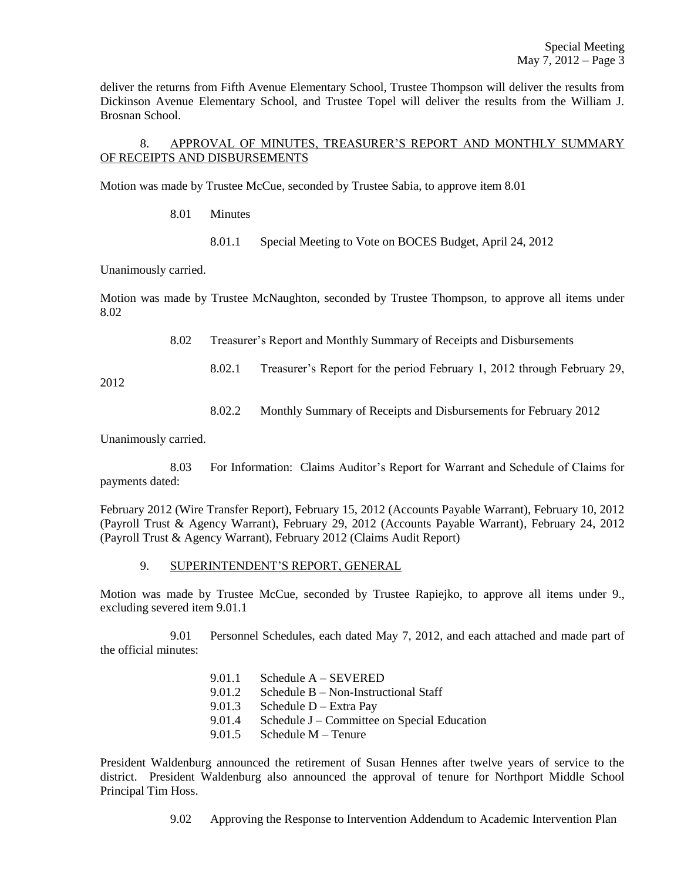deliver the returns from Fifth Avenue Elementary School, Trustee Thompson will deliver the results from Dickinson Avenue Elementary School, and Trustee Topel will deliver the results from the William J. Brosnan School.

## 8. APPROVAL OF MINUTES, TREASURER'S REPORT AND MONTHLY SUMMARY OF RECEIPTS AND DISBURSEMENTS

Motion was made by Trustee McCue, seconded by Trustee Sabia, to approve item 8.01

8.01 Minutes

8.01.1 Special Meeting to Vote on BOCES Budget, April 24, 2012

Unanimously carried.

Motion was made by Trustee McNaughton, seconded by Trustee Thompson, to approve all items under 8.02

8.02 Treasurer's Report and Monthly Summary of Receipts and Disbursements

8.02.1 Treasurer's Report for the period February 1, 2012 through February 29, 2012

8.02.2 Monthly Summary of Receipts and Disbursements for February 2012

Unanimously carried.

8.03 For Information: Claims Auditor's Report for Warrant and Schedule of Claims for payments dated:

February 2012 (Wire Transfer Report), February 15, 2012 (Accounts Payable Warrant), February 10, 2012 (Payroll Trust & Agency Warrant), February 29, 2012 (Accounts Payable Warrant), February 24, 2012 (Payroll Trust & Agency Warrant), February 2012 (Claims Audit Report)

## 9. SUPERINTENDENT'S REPORT, GENERAL

Motion was made by Trustee McCue, seconded by Trustee Rapiejko, to approve all items under 9., excluding severed item 9.01.1

9.01 Personnel Schedules, each dated May 7, 2012, and each attached and made part of the official minutes:

9.01.1 Schedule A – SEVERED
9.01.2 Schedule B – Non-Instructional Staff
9.01.3 Schedule D – Extra Pay
9.01.4 Schedule J – Committee on Special Education
9.01.5 Schedule M – Tenure

President Waldenburg announced the retirement of Susan Hennes after twelve years of service to the district. President Waldenburg also announced the approval of tenure for Northport Middle School Principal Tim Hoss.

9.02 Approving the Response to Intervention Addendum to Academic Intervention Plan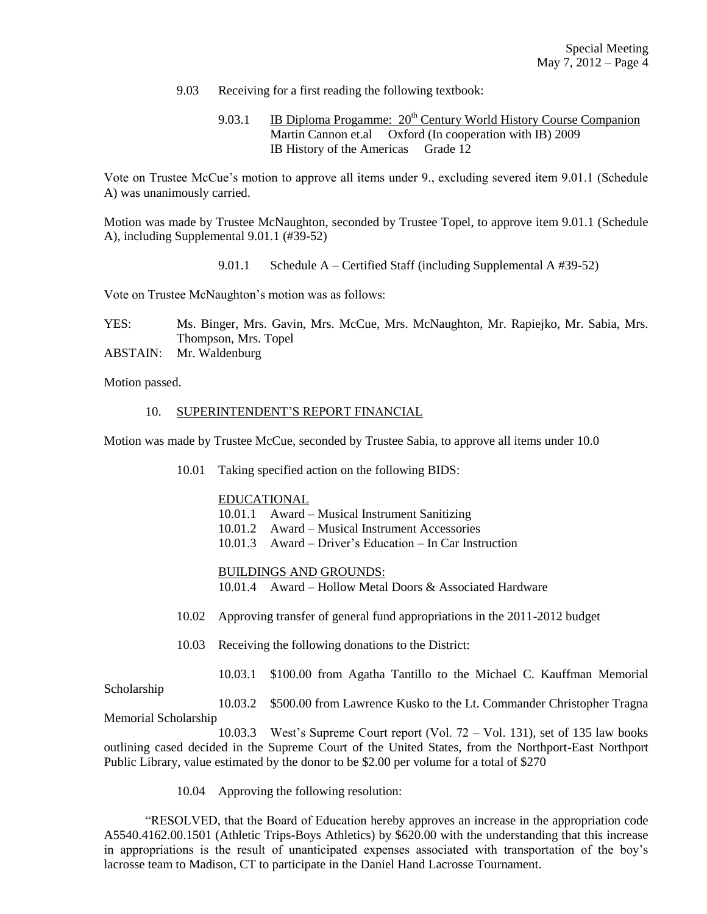9.03 Receiving for a first reading the following textbook:

9.03.1 <u>IB Diploma Progamme: 20th Century World History Course Companion</u>
Martin Cannon et.al Oxford (In cooperation with IB) 2009
IB History of the Americas Grade 12

Vote on Trustee McCue's motion to approve all items under 9., excluding severed item 9.01.1 (Schedule A) was unanimously carried.

Motion was made by Trustee McNaughton, seconded by Trustee Topel, to approve item 9.01.1 (Schedule A), including Supplemental 9.01.1 (#39-52)

9.01.1 Schedule A – Certified Staff (including Supplemental A #39-52)

Vote on Trustee McNaughton's motion was as follows:

YES: Ms. Binger, Mrs. Gavin, Mrs. McCue, Mrs. McNaughton, Mr. Rapiejko, Mr. Sabia, Mrs. Thompson, Mrs. Topel
ABSTAIN: Mr. Waldenburg

Motion passed.

10. <u>SUPERINTENDENT'S REPORT FINANCIAL</u>

Motion was made by Trustee McCue, seconded by Trustee Sabia, to approve all items under 10.0

10.01 Taking specified action on the following BIDS:

<u>EDUCATIONAL</u>
10.01.1 Award – Musical Instrument Sanitizing
10.01.2 Award – Musical Instrument Accessories
10.01.3 Award – Driver's Education – In Car Instruction

<u>BUILDINGS AND GROUNDS:</u>
10.01.4 Award – Hollow Metal Doors & Associated Hardware

10.02 Approving transfer of general fund appropriations in the 2011-2012 budget

10.03 Receiving the following donations to the District:

10.03.1 $100.00 from Agatha Tantillo to the Michael C. Kauffman Memorial Scholarship

10.03.2 $500.00 from Lawrence Kusko to the Lt. Commander Christopher Tragna Memorial Scholarship

10.03.3 West's Supreme Court report (Vol. 72 – Vol. 131), set of 135 law books outlining cased decided in the Supreme Court of the United States, from the Northport-East Northport Public Library, value estimated by the donor to be $2.00 per volume for a total of $270

10.04 Approving the following resolution:

"RESOLVED, that the Board of Education hereby approves an increase in the appropriation code A5540.4162.00.1501 (Athletic Trips-Boys Athletics) by $620.00 with the understanding that this increase in appropriations is the result of unanticipated expenses associated with transportation of the boy's lacrosse team to Madison, CT to participate in the Daniel Hand Lacrosse Tournament.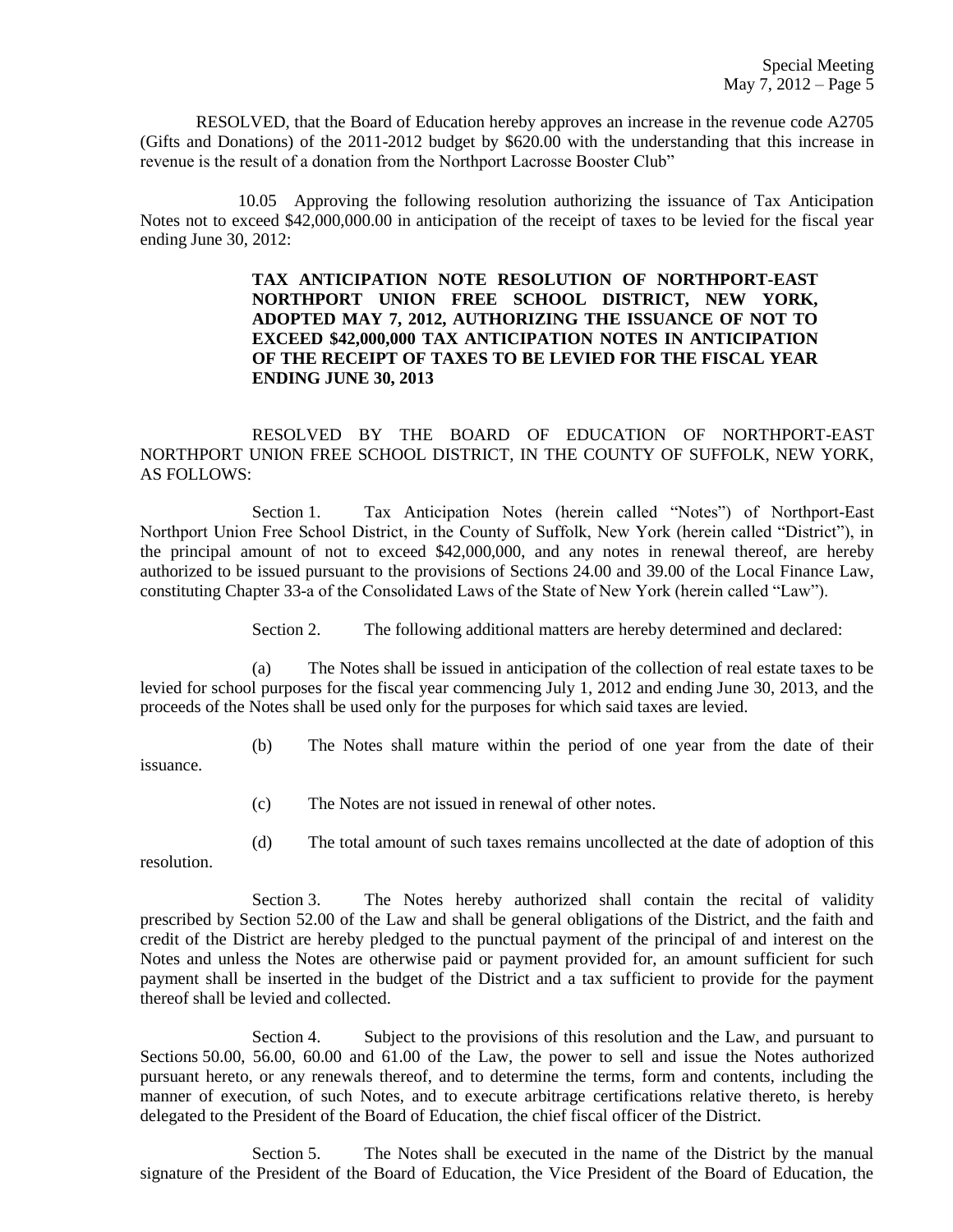RESOLVED, that the Board of Education hereby approves an increase in the revenue code A2705 (Gifts and Donations) of the 2011-2012 budget by $620.00 with the understanding that this increase in revenue is the result of a donation from the Northport Lacrosse Booster Club"

10.05 Approving the following resolution authorizing the issuance of Tax Anticipation Notes not to exceed $42,000,000.00 in anticipation of the receipt of taxes to be levied for the fiscal year ending June 30, 2012:

**TAX ANTICIPATION NOTE RESOLUTION OF NORTHPORT-EAST NORTHPORT UNION FREE SCHOOL DISTRICT, NEW YORK, ADOPTED MAY 7, 2012, AUTHORIZING THE ISSUANCE OF NOT TO EXCEED $42,000,000 TAX ANTICIPATION NOTES IN ANTICIPATION OF THE RECEIPT OF TAXES TO BE LEVIED FOR THE FISCAL YEAR ENDING JUNE 30, 2013**

RESOLVED BY THE BOARD OF EDUCATION OF NORTHPORT-EAST NORTHPORT UNION FREE SCHOOL DISTRICT, IN THE COUNTY OF SUFFOLK, NEW YORK, AS FOLLOWS:

Section 1. Tax Anticipation Notes (herein called "Notes") of Northport-East Northport Union Free School District, in the County of Suffolk, New York (herein called "District"), in the principal amount of not to exceed $42,000,000, and any notes in renewal thereof, are hereby authorized to be issued pursuant to the provisions of Sections 24.00 and 39.00 of the Local Finance Law, constituting Chapter 33-a of the Consolidated Laws of the State of New York (herein called "Law").

Section 2. The following additional matters are hereby determined and declared:

(a) The Notes shall be issued in anticipation of the collection of real estate taxes to be levied for school purposes for the fiscal year commencing July 1, 2012 and ending June 30, 2013, and the proceeds of the Notes shall be used only for the purposes for which said taxes are levied.

(b) The Notes shall mature within the period of one year from the date of their issuance.

(c) The Notes are not issued in renewal of other notes.

(d) The total amount of such taxes remains uncollected at the date of adoption of this resolution.

Section 3. The Notes hereby authorized shall contain the recital of validity prescribed by Section 52.00 of the Law and shall be general obligations of the District, and the faith and credit of the District are hereby pledged to the punctual payment of the principal of and interest on the Notes and unless the Notes are otherwise paid or payment provided for, an amount sufficient for such payment shall be inserted in the budget of the District and a tax sufficient to provide for the payment thereof shall be levied and collected.

Section 4. Subject to the provisions of this resolution and the Law, and pursuant to Sections 50.00, 56.00, 60.00 and 61.00 of the Law, the power to sell and issue the Notes authorized pursuant hereto, or any renewals thereof, and to determine the terms, form and contents, including the manner of execution, of such Notes, and to execute arbitrage certifications relative thereto, is hereby delegated to the President of the Board of Education, the chief fiscal officer of the District.

Section 5. The Notes shall be executed in the name of the District by the manual signature of the President of the Board of Education, the Vice President of the Board of Education, the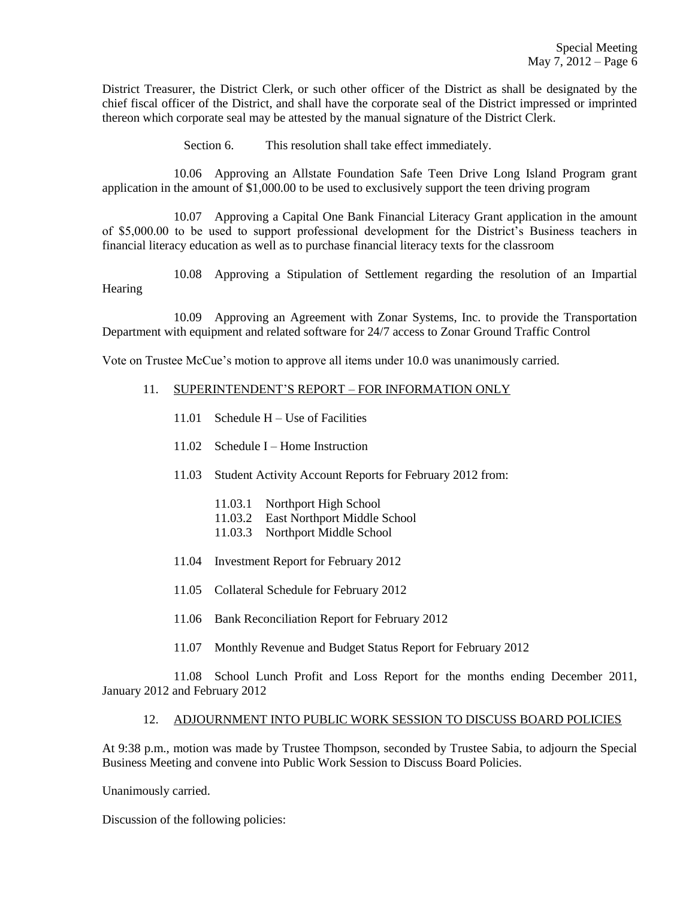District Treasurer, the District Clerk, or such other officer of the District as shall be designated by the chief fiscal officer of the District, and shall have the corporate seal of the District impressed or imprinted thereon which corporate seal may be attested by the manual signature of the District Clerk.

Section 6. This resolution shall take effect immediately.

10.06 Approving an Allstate Foundation Safe Teen Drive Long Island Program grant application in the amount of $1,000.00 to be used to exclusively support the teen driving program

10.07 Approving a Capital One Bank Financial Literacy Grant application in the amount of $5,000.00 to be used to support professional development for the District's Business teachers in financial literacy education as well as to purchase financial literacy texts for the classroom

10.08 Approving a Stipulation of Settlement regarding the resolution of an Impartial Hearing

10.09 Approving an Agreement with Zonar Systems, Inc. to provide the Transportation Department with equipment and related software for 24/7 access to Zonar Ground Traffic Control

Vote on Trustee McCue's motion to approve all items under 10.0 was unanimously carried.

11. SUPERINTENDENT'S REPORT – FOR INFORMATION ONLY

11.01 Schedule H – Use of Facilities

11.02 Schedule I – Home Instruction

11.03 Student Activity Account Reports for February 2012 from:

11.03.1 Northport High School
11.03.2 East Northport Middle School
11.03.3 Northport Middle School

11.04 Investment Report for February 2012

11.05 Collateral Schedule for February 2012

11.06 Bank Reconciliation Report for February 2012

11.07 Monthly Revenue and Budget Status Report for February 2012

11.08 School Lunch Profit and Loss Report for the months ending December 2011, January 2012 and February 2012

12. ADJOURNMENT INTO PUBLIC WORK SESSION TO DISCUSS BOARD POLICIES

At 9:38 p.m., motion was made by Trustee Thompson, seconded by Trustee Sabia, to adjourn the Special Business Meeting and convene into Public Work Session to Discuss Board Policies.

Unanimously carried.

Discussion of the following policies: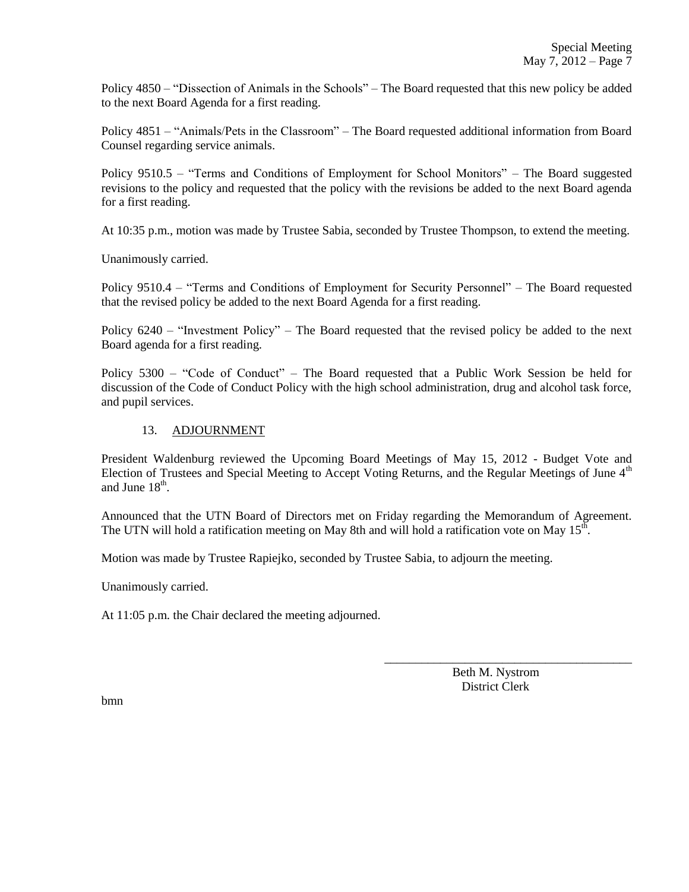Policy 4850 – "Dissection of Animals in the Schools" – The Board requested that this new policy be added to the next Board Agenda for a first reading.

Policy 4851 – "Animals/Pets in the Classroom" – The Board requested additional information from Board Counsel regarding service animals.

Policy 9510.5 – "Terms and Conditions of Employment for School Monitors" – The Board suggested revisions to the policy and requested that the policy with the revisions be added to the next Board agenda for a first reading.

At 10:35 p.m., motion was made by Trustee Sabia, seconded by Trustee Thompson, to extend the meeting.

Unanimously carried.

Policy 9510.4 – "Terms and Conditions of Employment for Security Personnel" – The Board requested that the revised policy be added to the next Board Agenda for a first reading.

Policy 6240 – "Investment Policy" – The Board requested that the revised policy be added to the next Board agenda for a first reading.

Policy 5300 – "Code of Conduct" – The Board requested that a Public Work Session be held for discussion of the Code of Conduct Policy with the high school administration, drug and alcohol task force, and pupil services.

## 13. ADJOURNMENT

President Waldenburg reviewed the Upcoming Board Meetings of May 15, 2012 - Budget Vote and Election of Trustees and Special Meeting to Accept Voting Returns, and the Regular Meetings of June 4th and June 18th.

Announced that the UTN Board of Directors met on Friday regarding the Memorandum of Agreement. The UTN will hold a ratification meeting on May 8th and will hold a ratification vote on May 15th.

Motion was made by Trustee Rapiejko, seconded by Trustee Sabia, to adjourn the meeting.

Unanimously carried.

At 11:05 p.m. the Chair declared the meeting adjourned.

\_\_\_\_\_\_\_\_\_\_\_\_\_\_\_\_\_\_\_\_\_\_\_\_\_\_\_\_\_\_\_\_\_\_\_\_\_\_\_\_

Beth M. Nystrom
District Clerk

bmn